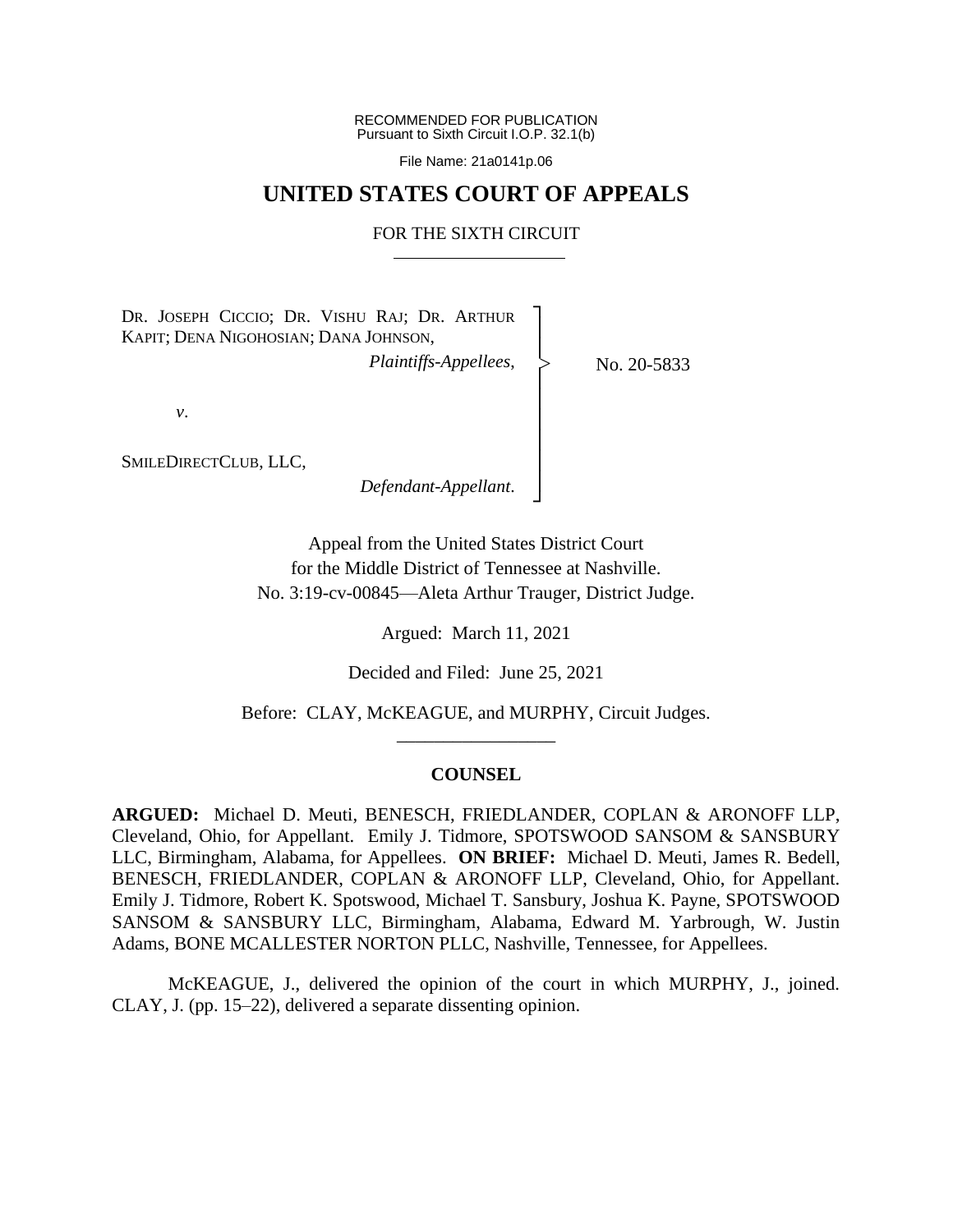RECOMMENDED FOR PUBLICATION
Pursuant to Sixth Circuit I.O.P. 32.1(b)

File Name: 21a0141p.06

# UNITED STATES COURT OF APPEALS

## FOR THE SIXTH CIRCUIT

DR. JOSEPH CICCIO; DR. VISHU RAJ; DR. ARTHUR KAPIT; DENA NIGOHOSIAN; DANA JOHNSON,

*Plaintiffs-Appellees*,

*v*.

SMILEDIRECTCLUB, LLC,

*Defendant-Appellant*.

No. 20-5833

Appeal from the United States District Court
for the Middle District of Tennessee at Nashville.
No. 3:19-cv-00845—Aleta Arthur Trauger, District Judge.

Argued: March 11, 2021

Decided and Filed: June 25, 2021

Before: CLAY, McKEAGUE, and MURPHY, Circuit Judges.

## COUNSEL

**ARGUED:** Michael D. Meuti, BENESCH, FRIEDLANDER, COPLAN & ARONOFF LLP, Cleveland, Ohio, for Appellant. Emily J. Tidmore, SPOTSWOOD SANSOM & SANSBURY LLC, Birmingham, Alabama, for Appellees. **ON BRIEF:** Michael D. Meuti, James R. Bedell, BENESCH, FRIEDLANDER, COPLAN & ARONOFF LLP, Cleveland, Ohio, for Appellant. Emily J. Tidmore, Robert K. Spotswood, Michael T. Sansbury, Joshua K. Payne, SPOTSWOOD SANSOM & SANSBURY LLC, Birmingham, Alabama, Edward M. Yarbrough, W. Justin Adams, BONE MCALLESTER NORTON PLLC, Nashville, Tennessee, for Appellees.

McKEAGUE, J., delivered the opinion of the court in which MURPHY, J., joined. CLAY, J. (pp. 15–22), delivered a separate dissenting opinion.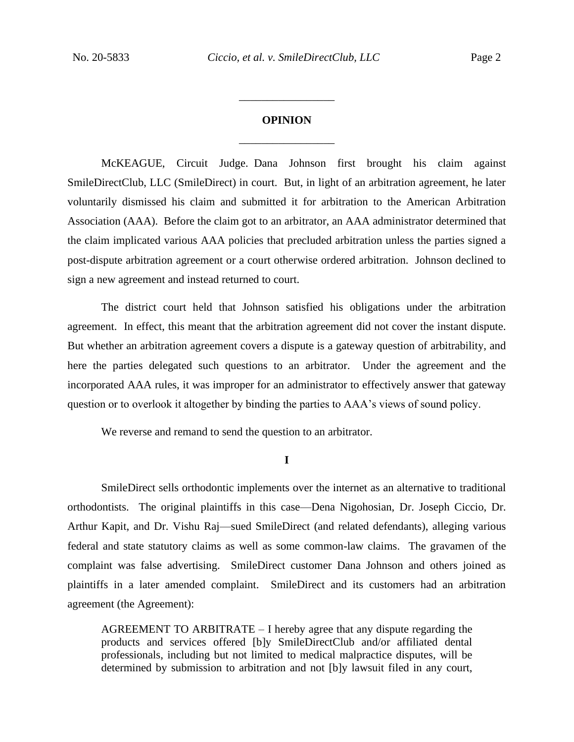## OPINION

McKEAGUE, Circuit Judge. Dana Johnson first brought his claim against SmileDirectClub, LLC (SmileDirect) in court. But, in light of an arbitration agreement, he later voluntarily dismissed his claim and submitted it for arbitration to the American Arbitration Association (AAA). Before the claim got to an arbitrator, an AAA administrator determined that the claim implicated various AAA policies that precluded arbitration unless the parties signed a post-dispute arbitration agreement or a court otherwise ordered arbitration. Johnson declined to sign a new agreement and instead returned to court.

The district court held that Johnson satisfied his obligations under the arbitration agreement. In effect, this meant that the arbitration agreement did not cover the instant dispute. But whether an arbitration agreement covers a dispute is a gateway question of arbitrability, and here the parties delegated such questions to an arbitrator. Under the agreement and the incorporated AAA rules, it was improper for an administrator to effectively answer that gateway question or to overlook it altogether by binding the parties to AAA's views of sound policy.

We reverse and remand to send the question to an arbitrator.

### I

SmileDirect sells orthodontic implements over the internet as an alternative to traditional orthodontists. The original plaintiffs in this case—Dena Nigohosian, Dr. Joseph Ciccio, Dr. Arthur Kapit, and Dr. Vishu Raj—sued SmileDirect (and related defendants), alleging various federal and state statutory claims as well as some common-law claims. The gravamen of the complaint was false advertising. SmileDirect customer Dana Johnson and others joined as plaintiffs in a later amended complaint. SmileDirect and its customers had an arbitration agreement (the Agreement):

> AGREEMENT TO ARBITRATE – I hereby agree that any dispute regarding the products and services offered [b]y SmileDirectClub and/or affiliated dental professionals, including but not limited to medical malpractice disputes, will be determined by submission to arbitration and not [b]y lawsuit filed in any court,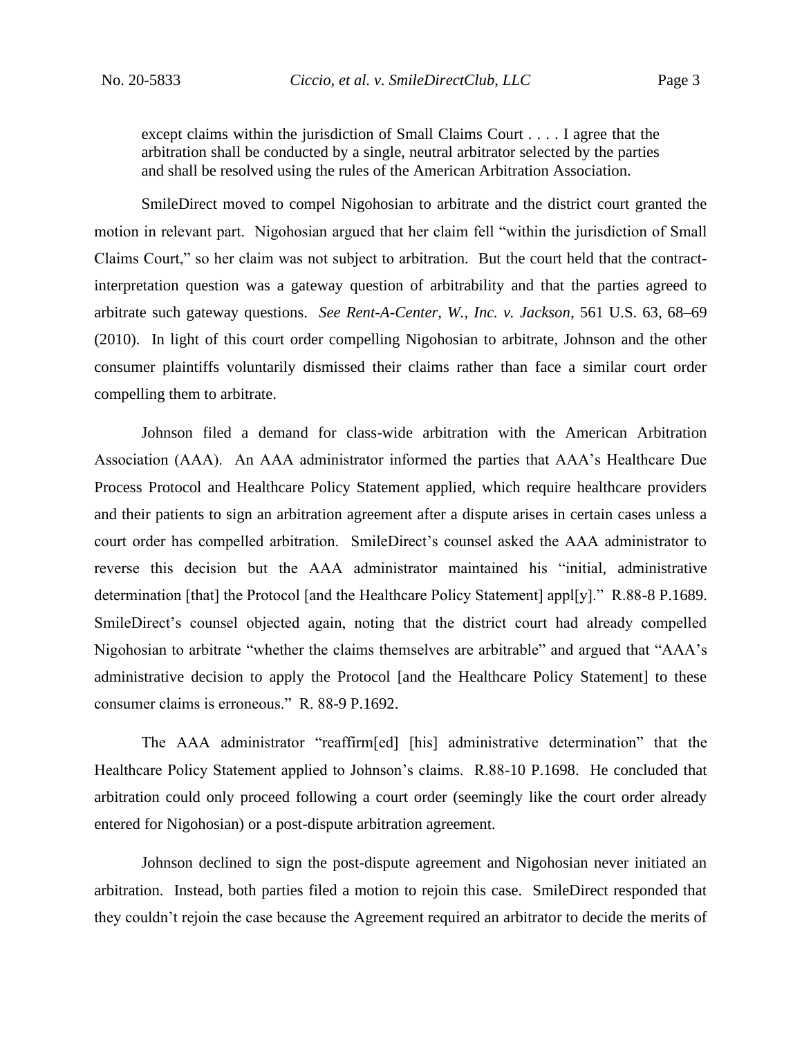> except claims within the jurisdiction of Small Claims Court . . . . I agree that the arbitration shall be conducted by a single, neutral arbitrator selected by the parties and shall be resolved using the rules of the American Arbitration Association.

SmileDirect moved to compel Nigohosian to arbitrate and the district court granted the motion in relevant part. Nigohosian argued that her claim fell "within the jurisdiction of Small Claims Court," so her claim was not subject to arbitration. But the court held that the contract-interpretation question was a gateway question of arbitrability and that the parties agreed to arbitrate such gateway questions. *See Rent-A-Center, W., Inc. v. Jackson*, 561 U.S. 63, 68–69 (2010). In light of this court order compelling Nigohosian to arbitrate, Johnson and the other consumer plaintiffs voluntarily dismissed their claims rather than face a similar court order compelling them to arbitrate.

Johnson filed a demand for class-wide arbitration with the American Arbitration Association (AAA). An AAA administrator informed the parties that AAA's Healthcare Due Process Protocol and Healthcare Policy Statement applied, which require healthcare providers and their patients to sign an arbitration agreement after a dispute arises in certain cases unless a court order has compelled arbitration. SmileDirect's counsel asked the AAA administrator to reverse this decision but the AAA administrator maintained his "initial, administrative determination [that] the Protocol [and the Healthcare Policy Statement] appl[y]." R.88-8 P.1689. SmileDirect's counsel objected again, noting that the district court had already compelled Nigohosian to arbitrate "whether the claims themselves are arbitrable" and argued that "AAA's administrative decision to apply the Protocol [and the Healthcare Policy Statement] to these consumer claims is erroneous." R. 88-9 P.1692.

The AAA administrator "reaffirm[ed] [his] administrative determination" that the Healthcare Policy Statement applied to Johnson's claims. R.88-10 P.1698. He concluded that arbitration could only proceed following a court order (seemingly like the court order already entered for Nigohosian) or a post-dispute arbitration agreement.

Johnson declined to sign the post-dispute agreement and Nigohosian never initiated an arbitration. Instead, both parties filed a motion to rejoin this case. SmileDirect responded that they couldn't rejoin the case because the Agreement required an arbitrator to decide the merits of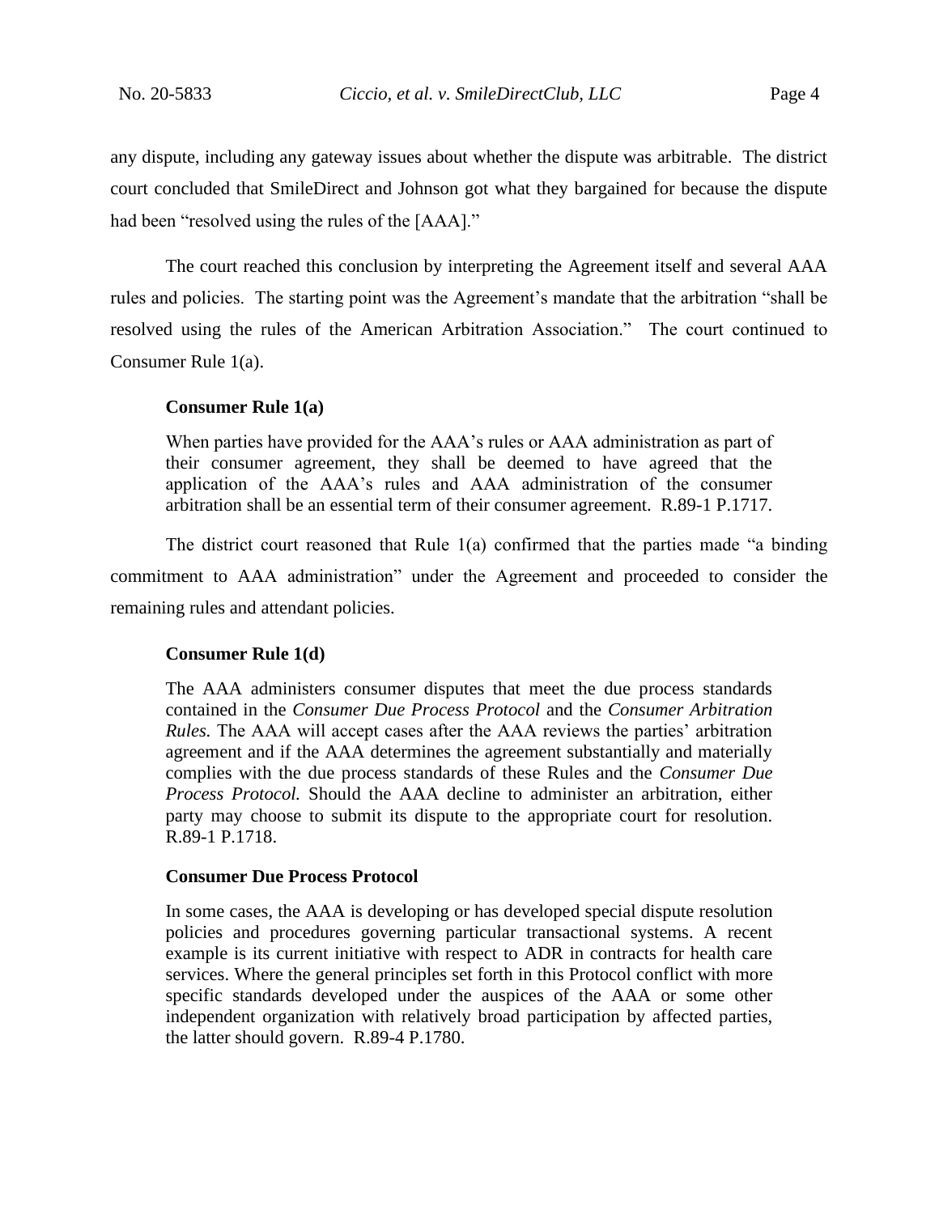any dispute, including any gateway issues about whether the dispute was arbitrable. The district court concluded that SmileDirect and Johnson got what they bargained for because the dispute had been "resolved using the rules of the [AAA]."

The court reached this conclusion by interpreting the Agreement itself and several AAA rules and policies. The starting point was the Agreement's mandate that the arbitration "shall be resolved using the rules of the American Arbitration Association." The court continued to Consumer Rule 1(a).

**Consumer Rule 1(a)**

> When parties have provided for the AAA's rules or AAA administration as part of their consumer agreement, they shall be deemed to have agreed that the application of the AAA's rules and AAA administration of the consumer arbitration shall be an essential term of their consumer agreement. R.89-1 P.1717.

The district court reasoned that Rule 1(a) confirmed that the parties made "a binding commitment to AAA administration" under the Agreement and proceeded to consider the remaining rules and attendant policies.

**Consumer Rule 1(d)**

> The AAA administers consumer disputes that meet the due process standards contained in the *Consumer Due Process Protocol* and the *Consumer Arbitration Rules.* The AAA will accept cases after the AAA reviews the parties' arbitration agreement and if the AAA determines the agreement substantially and materially complies with the due process standards of these Rules and the *Consumer Due Process Protocol.* Should the AAA decline to administer an arbitration, either party may choose to submit its dispute to the appropriate court for resolution. R.89-1 P.1718.

**Consumer Due Process Protocol**

> In some cases, the AAA is developing or has developed special dispute resolution policies and procedures governing particular transactional systems. A recent example is its current initiative with respect to ADR in contracts for health care services. Where the general principles set forth in this Protocol conflict with more specific standards developed under the auspices of the AAA or some other independent organization with relatively broad participation by affected parties, the latter should govern. R.89-4 P.1780.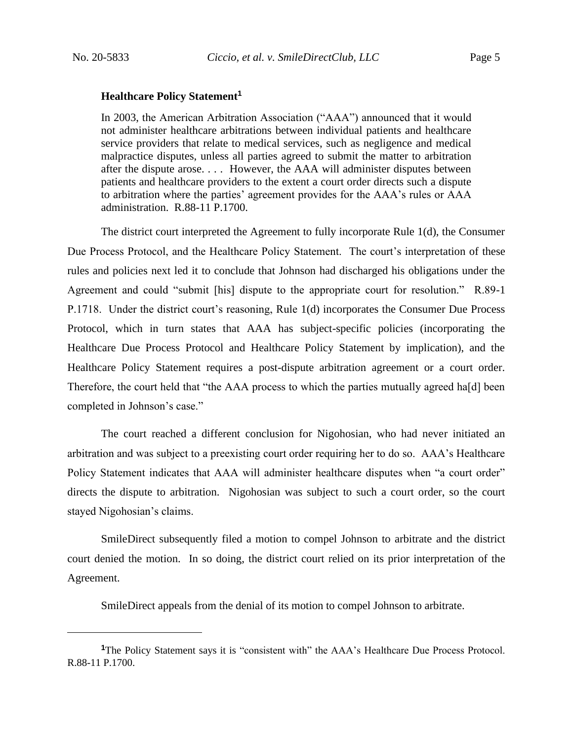**Healthcare Policy Statement**[1]

> In 2003, the American Arbitration Association ("AAA") announced that it would not administer healthcare arbitrations between individual patients and healthcare service providers that relate to medical services, such as negligence and medical malpractice disputes, unless all parties agreed to submit the matter to arbitration after the dispute arose. . . . However, the AAA will administer disputes between patients and healthcare providers to the extent a court order directs such a dispute to arbitration where the parties' agreement provides for the AAA's rules or AAA administration. R.88-11 P.1700.

The district court interpreted the Agreement to fully incorporate Rule 1(d), the Consumer Due Process Protocol, and the Healthcare Policy Statement. The court's interpretation of these rules and policies next led it to conclude that Johnson had discharged his obligations under the Agreement and could "submit [his] dispute to the appropriate court for resolution." R.89-1 P.1718. Under the district court's reasoning, Rule 1(d) incorporates the Consumer Due Process Protocol, which in turn states that AAA has subject-specific policies (incorporating the Healthcare Due Process Protocol and Healthcare Policy Statement by implication), and the Healthcare Policy Statement requires a post-dispute arbitration agreement or a court order. Therefore, the court held that "the AAA process to which the parties mutually agreed ha[d] been completed in Johnson's case."

The court reached a different conclusion for Nigohosian, who had never initiated an arbitration and was subject to a preexisting court order requiring her to do so. AAA's Healthcare Policy Statement indicates that AAA will administer healthcare disputes when "a court order" directs the dispute to arbitration. Nigohosian was subject to such a court order, so the court stayed Nigohosian's claims.

SmileDirect subsequently filed a motion to compel Johnson to arbitrate and the district court denied the motion. In so doing, the district court relied on its prior interpretation of the Agreement.

SmileDirect appeals from the denial of its motion to compel Johnson to arbitrate.

---

[1] The Policy Statement says it is "consistent with" the AAA's Healthcare Due Process Protocol. R.88-11 P.1700.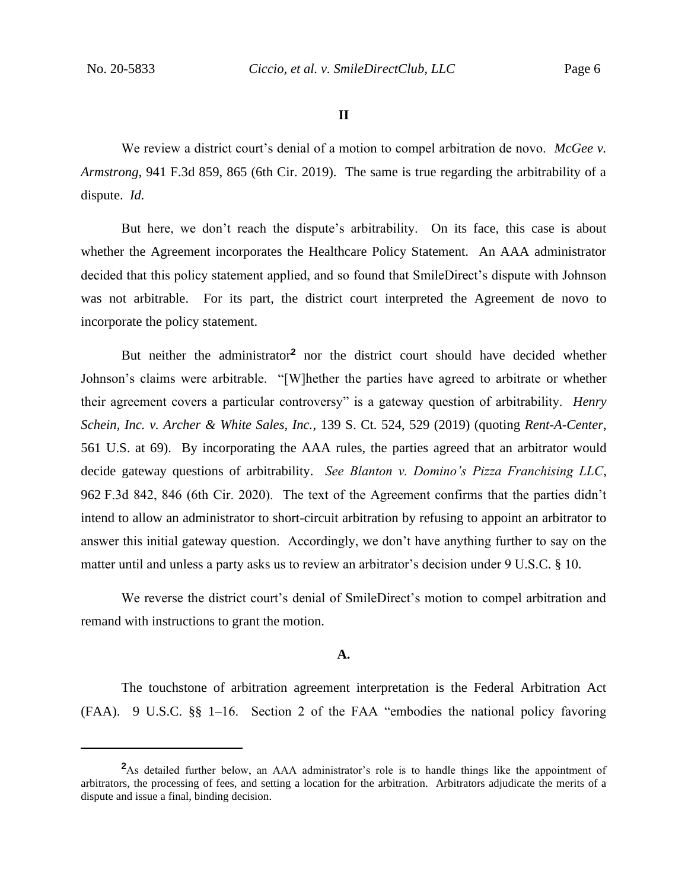## II

We review a district court's denial of a motion to compel arbitration de novo. *McGee v. Armstrong*, 941 F.3d 859, 865 (6th Cir. 2019). The same is true regarding the arbitrability of a dispute. *Id.*

But here, we don't reach the dispute's arbitrability. On its face, this case is about whether the Agreement incorporates the Healthcare Policy Statement. An AAA administrator decided that this policy statement applied, and so found that SmileDirect's dispute with Johnson was not arbitrable. For its part, the district court interpreted the Agreement de novo to incorporate the policy statement.

But neither the administrator[2] nor the district court should have decided whether Johnson's claims were arbitrable. "[W]hether the parties have agreed to arbitrate or whether their agreement covers a particular controversy" is a gateway question of arbitrability. *Henry Schein, Inc. v. Archer & White Sales, Inc.*, 139 S. Ct. 524, 529 (2019) (quoting *Rent-A-Center*, 561 U.S. at 69). By incorporating the AAA rules, the parties agreed that an arbitrator would decide gateway questions of arbitrability. *See Blanton v. Domino's Pizza Franchising LLC*, 962 F.3d 842, 846 (6th Cir. 2020). The text of the Agreement confirms that the parties didn't intend to allow an administrator to short-circuit arbitration by refusing to appoint an arbitrator to answer this initial gateway question. Accordingly, we don't have anything further to say on the matter until and unless a party asks us to review an arbitrator's decision under 9 U.S.C. § 10.

We reverse the district court's denial of SmileDirect's motion to compel arbitration and remand with instructions to grant the motion.

### A.

The touchstone of arbitration agreement interpretation is the Federal Arbitration Act (FAA). 9 U.S.C. §§ 1–16. Section 2 of the FAA "embodies the national policy favoring

---

[2] As detailed further below, an AAA administrator's role is to handle things like the appointment of arbitrators, the processing of fees, and setting a location for the arbitration. Arbitrators adjudicate the merits of a dispute and issue a final, binding decision.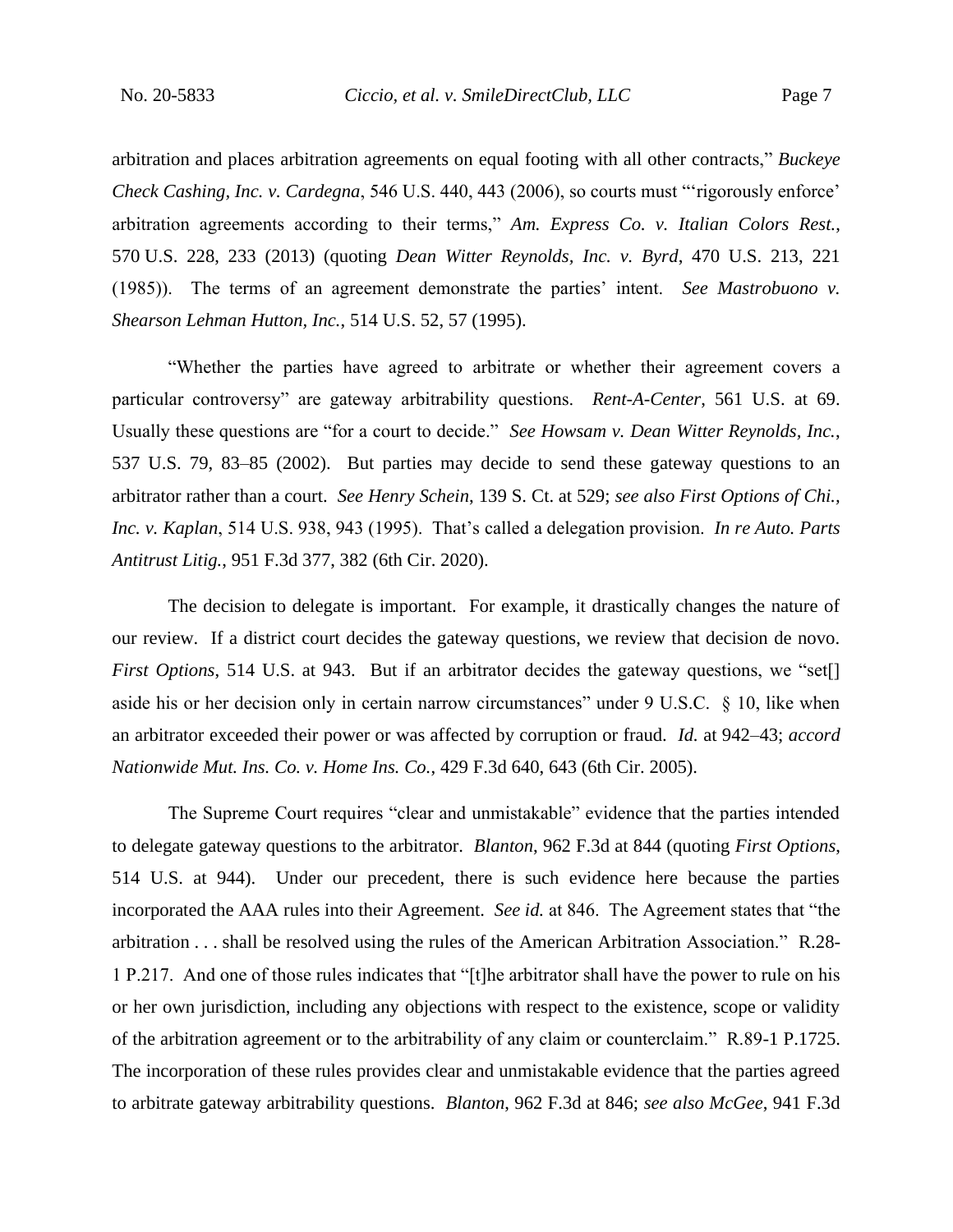arbitration and places arbitration agreements on equal footing with all other contracts," *Buckeye Check Cashing, Inc. v. Cardegna*, 546 U.S. 440, 443 (2006), so courts must "'rigorously enforce' arbitration agreements according to their terms," *Am. Express Co. v. Italian Colors Rest.*, 570 U.S. 228, 233 (2013) (quoting *Dean Witter Reynolds, Inc. v. Byrd*, 470 U.S. 213, 221 (1985)). The terms of an agreement demonstrate the parties' intent. *See Mastrobuono v. Shearson Lehman Hutton, Inc.*, 514 U.S. 52, 57 (1995).

"Whether the parties have agreed to arbitrate or whether their agreement covers a particular controversy" are gateway arbitrability questions. *Rent-A-Center*, 561 U.S. at 69. Usually these questions are "for a court to decide." *See Howsam v. Dean Witter Reynolds, Inc.*, 537 U.S. 79, 83–85 (2002). But parties may decide to send these gateway questions to an arbitrator rather than a court. *See Henry Schein*, 139 S. Ct. at 529; *see also First Options of Chi., Inc. v. Kaplan*, 514 U.S. 938, 943 (1995). That's called a delegation provision. *In re Auto. Parts Antitrust Litig.*, 951 F.3d 377, 382 (6th Cir. 2020).

The decision to delegate is important. For example, it drastically changes the nature of our review. If a district court decides the gateway questions, we review that decision de novo. *First Options*, 514 U.S. at 943. But if an arbitrator decides the gateway questions, we "set[] aside his or her decision only in certain narrow circumstances" under 9 U.S.C. § 10, like when an arbitrator exceeded their power or was affected by corruption or fraud. *Id.* at 942–43; *accord Nationwide Mut. Ins. Co. v. Home Ins. Co.*, 429 F.3d 640, 643 (6th Cir. 2005).

The Supreme Court requires "clear and unmistakable" evidence that the parties intended to delegate gateway questions to the arbitrator. *Blanton*, 962 F.3d at 844 (quoting *First Options*, 514 U.S. at 944). Under our precedent, there is such evidence here because the parties incorporated the AAA rules into their Agreement. *See id.* at 846. The Agreement states that "the arbitration . . . shall be resolved using the rules of the American Arbitration Association." R.28-1 P.217. And one of those rules indicates that "[t]he arbitrator shall have the power to rule on his or her own jurisdiction, including any objections with respect to the existence, scope or validity of the arbitration agreement or to the arbitrability of any claim or counterclaim." R.89-1 P.1725. The incorporation of these rules provides clear and unmistakable evidence that the parties agreed to arbitrate gateway arbitrability questions. *Blanton*, 962 F.3d at 846; *see also McGee*, 941 F.3d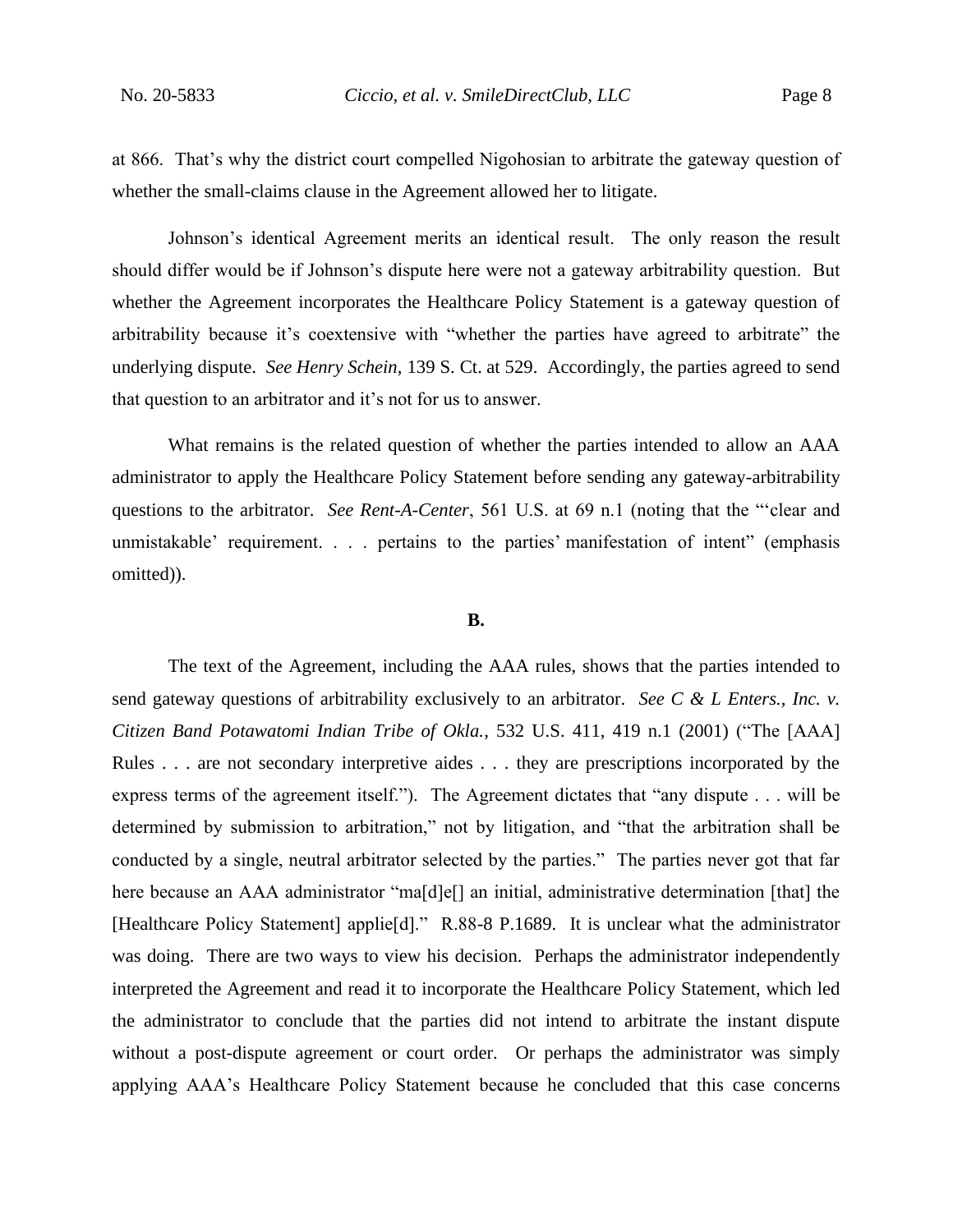at 866. That's why the district court compelled Nigohosian to arbitrate the gateway question of whether the small-claims clause in the Agreement allowed her to litigate.

Johnson's identical Agreement merits an identical result. The only reason the result should differ would be if Johnson's dispute here were not a gateway arbitrability question. But whether the Agreement incorporates the Healthcare Policy Statement is a gateway question of arbitrability because it's coextensive with "whether the parties have agreed to arbitrate" the underlying dispute. *See Henry Schein*, 139 S. Ct. at 529. Accordingly, the parties agreed to send that question to an arbitrator and it's not for us to answer.

What remains is the related question of whether the parties intended to allow an AAA administrator to apply the Healthcare Policy Statement before sending any gateway-arbitrability questions to the arbitrator. *See Rent-A-Center*, 561 U.S. at 69 n.1 (noting that the "'clear and unmistakable' requirement. . . . pertains to the parties' manifestation of intent" (emphasis omitted)).

**B.**

The text of the Agreement, including the AAA rules, shows that the parties intended to send gateway questions of arbitrability exclusively to an arbitrator. *See C & L Enters., Inc. v. Citizen Band Potawatomi Indian Tribe of Okla.*, 532 U.S. 411, 419 n.1 (2001) ("The [AAA] Rules . . . are not secondary interpretive aides . . . they are prescriptions incorporated by the express terms of the agreement itself."). The Agreement dictates that "any dispute . . . will be determined by submission to arbitration," not by litigation, and "that the arbitration shall be conducted by a single, neutral arbitrator selected by the parties." The parties never got that far here because an AAA administrator "ma[d]e[] an initial, administrative determination [that] the [Healthcare Policy Statement] applie[d]." R.88-8 P.1689. It is unclear what the administrator was doing. There are two ways to view his decision. Perhaps the administrator independently interpreted the Agreement and read it to incorporate the Healthcare Policy Statement, which led the administrator to conclude that the parties did not intend to arbitrate the instant dispute without a post-dispute agreement or court order. Or perhaps the administrator was simply applying AAA's Healthcare Policy Statement because he concluded that this case concerns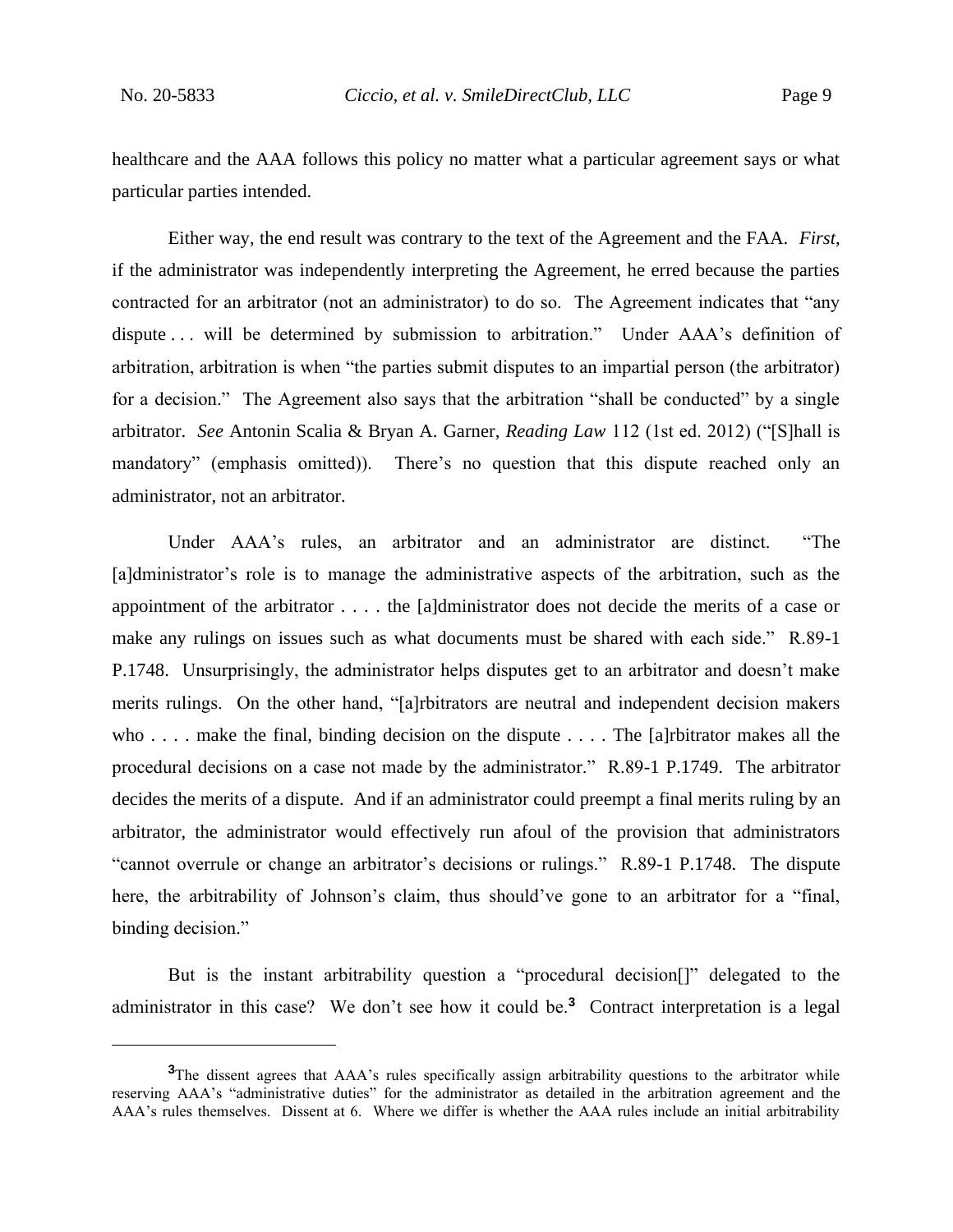healthcare and the AAA follows this policy no matter what a particular agreement says or what particular parties intended.

Either way, the end result was contrary to the text of the Agreement and the FAA. *First*, if the administrator was independently interpreting the Agreement, he erred because the parties contracted for an arbitrator (not an administrator) to do so. The Agreement indicates that "any dispute . . . will be determined by submission to arbitration." Under AAA's definition of arbitration, arbitration is when "the parties submit disputes to an impartial person (the arbitrator) for a decision." The Agreement also says that the arbitration "shall be conducted" by a single arbitrator. *See* Antonin Scalia & Bryan A. Garner, *Reading Law* 112 (1st ed. 2012) ("[S]hall is mandatory" (emphasis omitted)). There's no question that this dispute reached only an administrator, not an arbitrator.

Under AAA's rules, an arbitrator and an administrator are distinct. "The [a]dministrator's role is to manage the administrative aspects of the arbitration, such as the appointment of the arbitrator . . . . the [a]dministrator does not decide the merits of a case or make any rulings on issues such as what documents must be shared with each side." R.89-1 P.1748. Unsurprisingly, the administrator helps disputes get to an arbitrator and doesn't make merits rulings. On the other hand, "[a]rbitrators are neutral and independent decision makers who . . . . make the final, binding decision on the dispute . . . . The [a]rbitrator makes all the procedural decisions on a case not made by the administrator." R.89-1 P.1749. The arbitrator decides the merits of a dispute. And if an administrator could preempt a final merits ruling by an arbitrator, the administrator would effectively run afoul of the provision that administrators "cannot overrule or change an arbitrator's decisions or rulings." R.89-1 P.1748. The dispute here, the arbitrability of Johnson's claim, thus should've gone to an arbitrator for a "final, binding decision."

But is the instant arbitrability question a "procedural decision[]" delegated to the administrator in this case? We don't see how it could be.[3] Contract interpretation is a legal

[3]The dissent agrees that AAA's rules specifically assign arbitrability questions to the arbitrator while reserving AAA's "administrative duties" for the administrator as detailed in the arbitration agreement and the AAA's rules themselves. Dissent at 6. Where we differ is whether the AAA rules include an initial arbitrability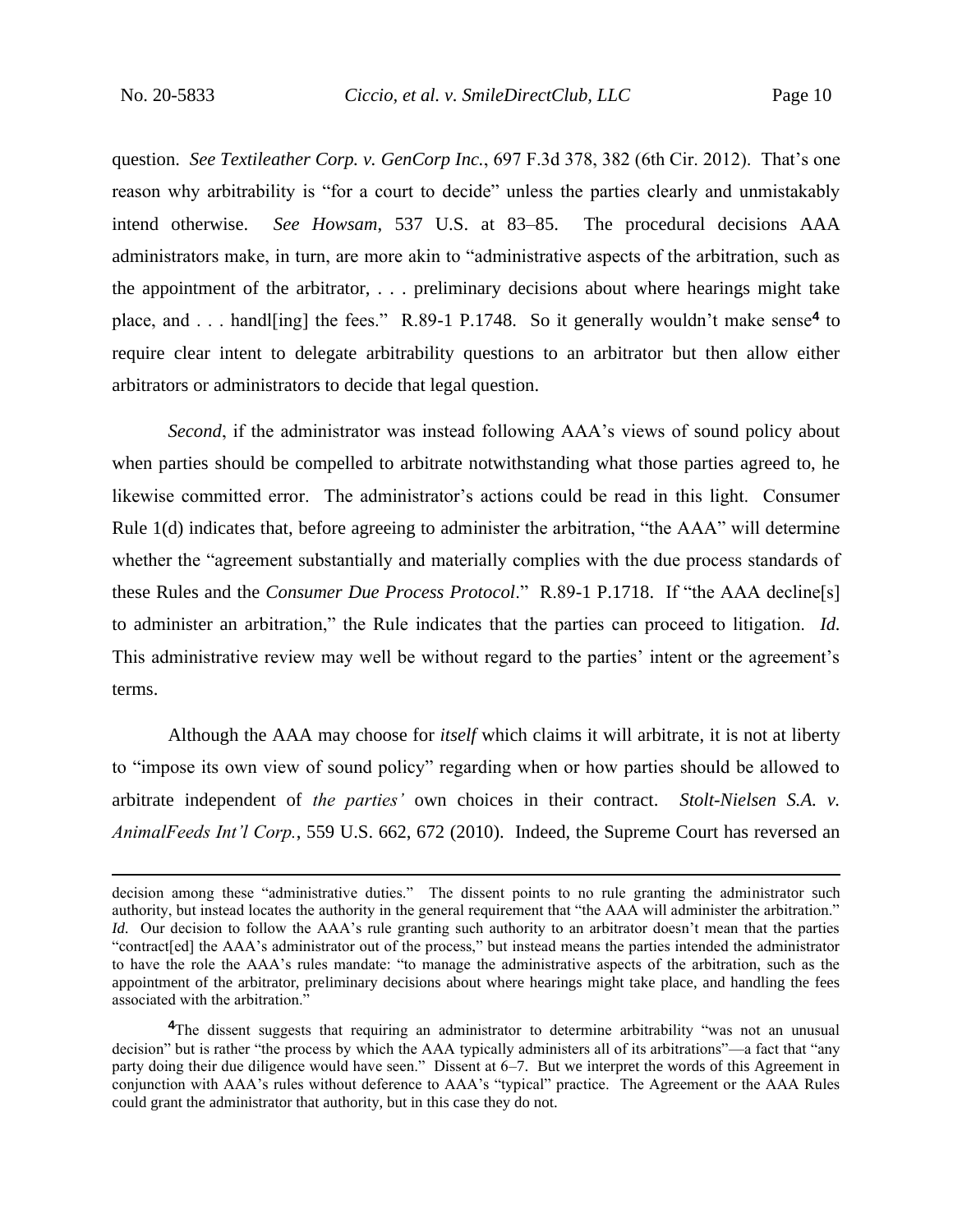question. *See Textileather Corp. v. GenCorp Inc.*, 697 F.3d 378, 382 (6th Cir. 2012). That's one reason why arbitrability is "for a court to decide" unless the parties clearly and unmistakably intend otherwise. *See Howsam*, 537 U.S. at 83–85. The procedural decisions AAA administrators make, in turn, are more akin to "administrative aspects of the arbitration, such as the appointment of the arbitrator, . . . preliminary decisions about where hearings might take place, and . . . handl[ing] the fees." R.89-1 P.1748. So it generally wouldn't make sense[4] to require clear intent to delegate arbitrability questions to an arbitrator but then allow either arbitrators or administrators to decide that legal question.

*Second*, if the administrator was instead following AAA's views of sound policy about when parties should be compelled to arbitrate notwithstanding what those parties agreed to, he likewise committed error. The administrator's actions could be read in this light. Consumer Rule 1(d) indicates that, before agreeing to administer the arbitration, "the AAA" will determine whether the "agreement substantially and materially complies with the due process standards of these Rules and the *Consumer Due Process Protocol*." R.89-1 P.1718. If "the AAA decline[s] to administer an arbitration," the Rule indicates that the parties can proceed to litigation. *Id.* This administrative review may well be without regard to the parties' intent or the agreement's terms.

Although the AAA may choose for *itself* which claims it will arbitrate, it is not at liberty to "impose its own view of sound policy" regarding when or how parties should be allowed to arbitrate independent of *the parties'* own choices in their contract. *Stolt-Nielsen S.A. v. AnimalFeeds Int'l Corp.*, 559 U.S. 662, 672 (2010). Indeed, the Supreme Court has reversed an

---

decision among these "administrative duties." The dissent points to no rule granting the administrator such authority, but instead locates the authority in the general requirement that "the AAA will administer the arbitration." *Id.* Our decision to follow the AAA's rule granting such authority to an arbitrator doesn't mean that the parties "contract[ed] the AAA's administrator out of the process," but instead means the parties intended the administrator to have the role the AAA's rules mandate: "to manage the administrative aspects of the arbitration, such as the appointment of the arbitrator, preliminary decisions about where hearings might take place, and handling the fees associated with the arbitration."

[4]The dissent suggests that requiring an administrator to determine arbitrability "was not an unusual decision" but is rather "the process by which the AAA typically administers all of its arbitrations"—a fact that "any party doing their due diligence would have seen." Dissent at 6–7. But we interpret the words of this Agreement in conjunction with AAA's rules without deference to AAA's "typical" practice. The Agreement or the AAA Rules could grant the administrator that authority, but in this case they do not.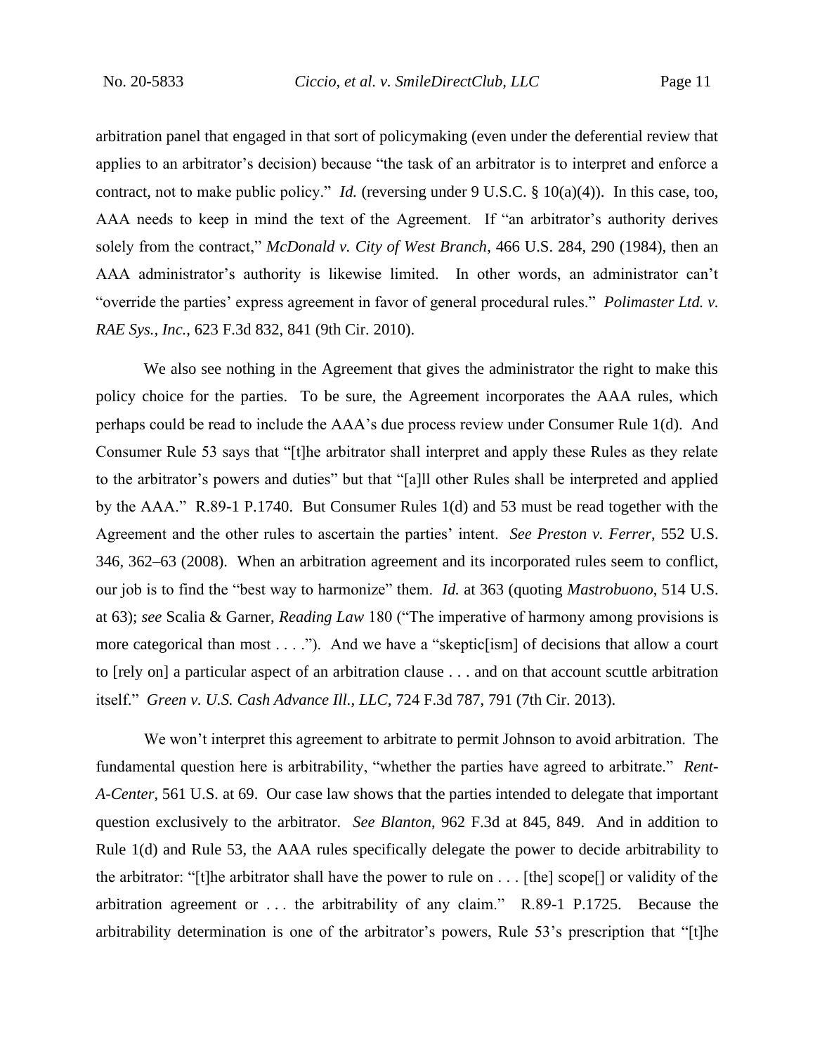arbitration panel that engaged in that sort of policymaking (even under the deferential review that applies to an arbitrator's decision) because "the task of an arbitrator is to interpret and enforce a contract, not to make public policy." *Id.* (reversing under 9 U.S.C. § 10(a)(4)). In this case, too, AAA needs to keep in mind the text of the Agreement. If "an arbitrator's authority derives solely from the contract," *McDonald v. City of West Branch*, 466 U.S. 284, 290 (1984), then an AAA administrator's authority is likewise limited. In other words, an administrator can't "override the parties' express agreement in favor of general procedural rules." *Polimaster Ltd. v. RAE Sys., Inc.*, 623 F.3d 832, 841 (9th Cir. 2010).

We also see nothing in the Agreement that gives the administrator the right to make this policy choice for the parties. To be sure, the Agreement incorporates the AAA rules, which perhaps could be read to include the AAA's due process review under Consumer Rule 1(d). And Consumer Rule 53 says that "[t]he arbitrator shall interpret and apply these Rules as they relate to the arbitrator's powers and duties" but that "[a]ll other Rules shall be interpreted and applied by the AAA." R.89-1 P.1740. But Consumer Rules 1(d) and 53 must be read together with the Agreement and the other rules to ascertain the parties' intent. *See Preston v. Ferrer*, 552 U.S. 346, 362–63 (2008). When an arbitration agreement and its incorporated rules seem to conflict, our job is to find the "best way to harmonize" them. *Id.* at 363 (quoting *Mastrobuono*, 514 U.S. at 63); *see* Scalia & Garner, *Reading Law* 180 ("The imperative of harmony among provisions is more categorical than most . . . ."). And we have a "skeptic[ism] of decisions that allow a court to [rely on] a particular aspect of an arbitration clause . . . and on that account scuttle arbitration itself." *Green v. U.S. Cash Advance Ill., LLC*, 724 F.3d 787, 791 (7th Cir. 2013).

We won't interpret this agreement to arbitrate to permit Johnson to avoid arbitration. The fundamental question here is arbitrability, "whether the parties have agreed to arbitrate." *Rent-A-Center*, 561 U.S. at 69. Our case law shows that the parties intended to delegate that important question exclusively to the arbitrator. *See Blanton*, 962 F.3d at 845, 849. And in addition to Rule 1(d) and Rule 53, the AAA rules specifically delegate the power to decide arbitrability to the arbitrator: "[t]he arbitrator shall have the power to rule on . . . [the] scope[] or validity of the arbitration agreement or . . . the arbitrability of any claim." R.89-1 P.1725. Because the arbitrability determination is one of the arbitrator's powers, Rule 53's prescription that "[t]he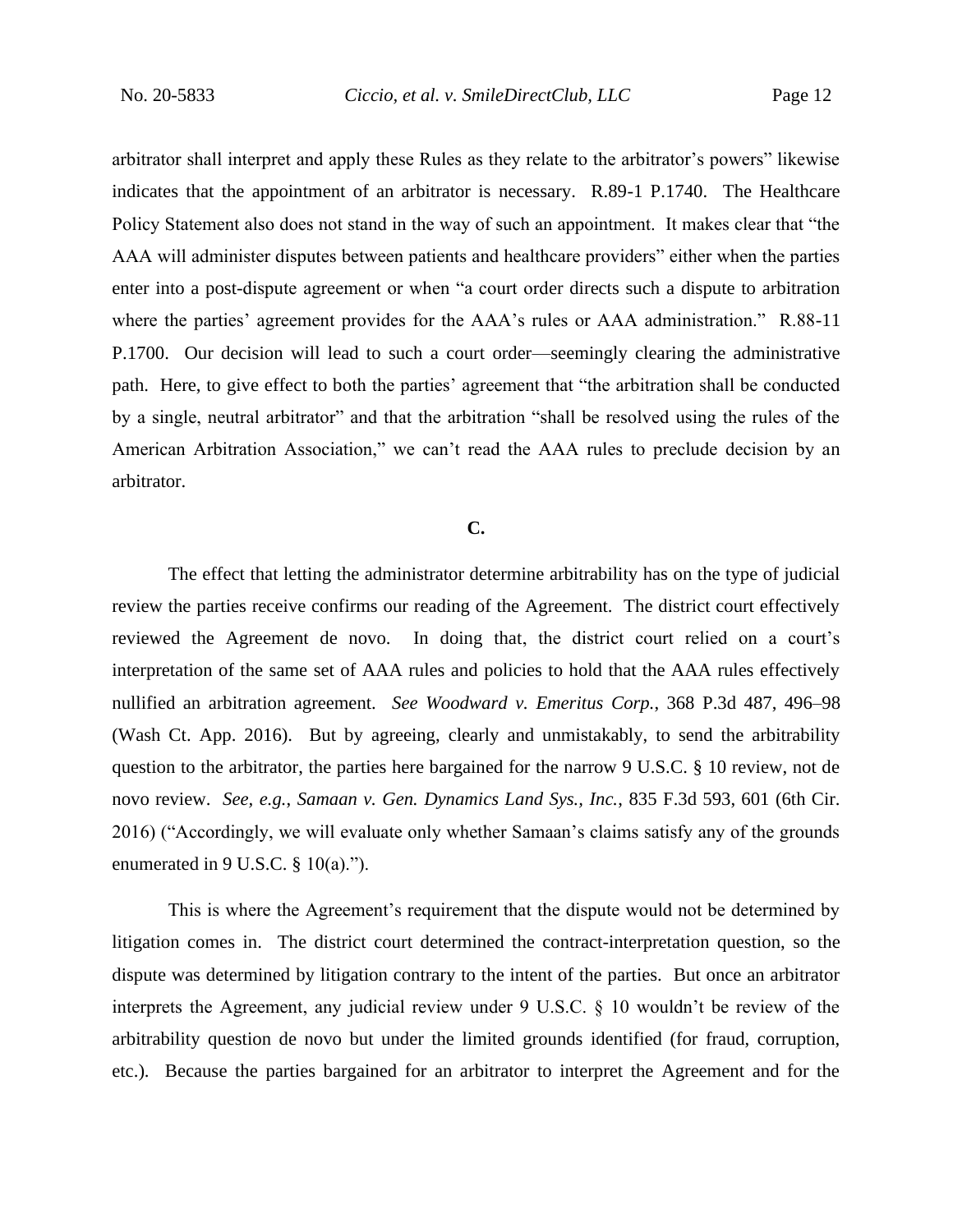arbitrator shall interpret and apply these Rules as they relate to the arbitrator's powers" likewise indicates that the appointment of an arbitrator is necessary. R.89-1 P.1740. The Healthcare Policy Statement also does not stand in the way of such an appointment. It makes clear that "the AAA will administer disputes between patients and healthcare providers" either when the parties enter into a post-dispute agreement or when "a court order directs such a dispute to arbitration where the parties' agreement provides for the AAA's rules or AAA administration." R.88-11 P.1700. Our decision will lead to such a court order—seemingly clearing the administrative path. Here, to give effect to both the parties' agreement that "the arbitration shall be conducted by a single, neutral arbitrator" and that the arbitration "shall be resolved using the rules of the American Arbitration Association," we can't read the AAA rules to preclude decision by an arbitrator.

**C.**

The effect that letting the administrator determine arbitrability has on the type of judicial review the parties receive confirms our reading of the Agreement. The district court effectively reviewed the Agreement de novo. In doing that, the district court relied on a court's interpretation of the same set of AAA rules and policies to hold that the AAA rules effectively nullified an arbitration agreement. *See Woodward v. Emeritus Corp.*, 368 P.3d 487, 496–98 (Wash Ct. App. 2016). But by agreeing, clearly and unmistakably, to send the arbitrability question to the arbitrator, the parties here bargained for the narrow 9 U.S.C. § 10 review, not de novo review. *See, e.g.*, *Samaan v. Gen. Dynamics Land Sys., Inc.*, 835 F.3d 593, 601 (6th Cir. 2016) ("Accordingly, we will evaluate only whether Samaan's claims satisfy any of the grounds enumerated in 9 U.S.C. § 10(a).").

This is where the Agreement's requirement that the dispute would not be determined by litigation comes in. The district court determined the contract-interpretation question, so the dispute was determined by litigation contrary to the intent of the parties. But once an arbitrator interprets the Agreement, any judicial review under 9 U.S.C. § 10 wouldn't be review of the arbitrability question de novo but under the limited grounds identified (for fraud, corruption, etc.). Because the parties bargained for an arbitrator to interpret the Agreement and for the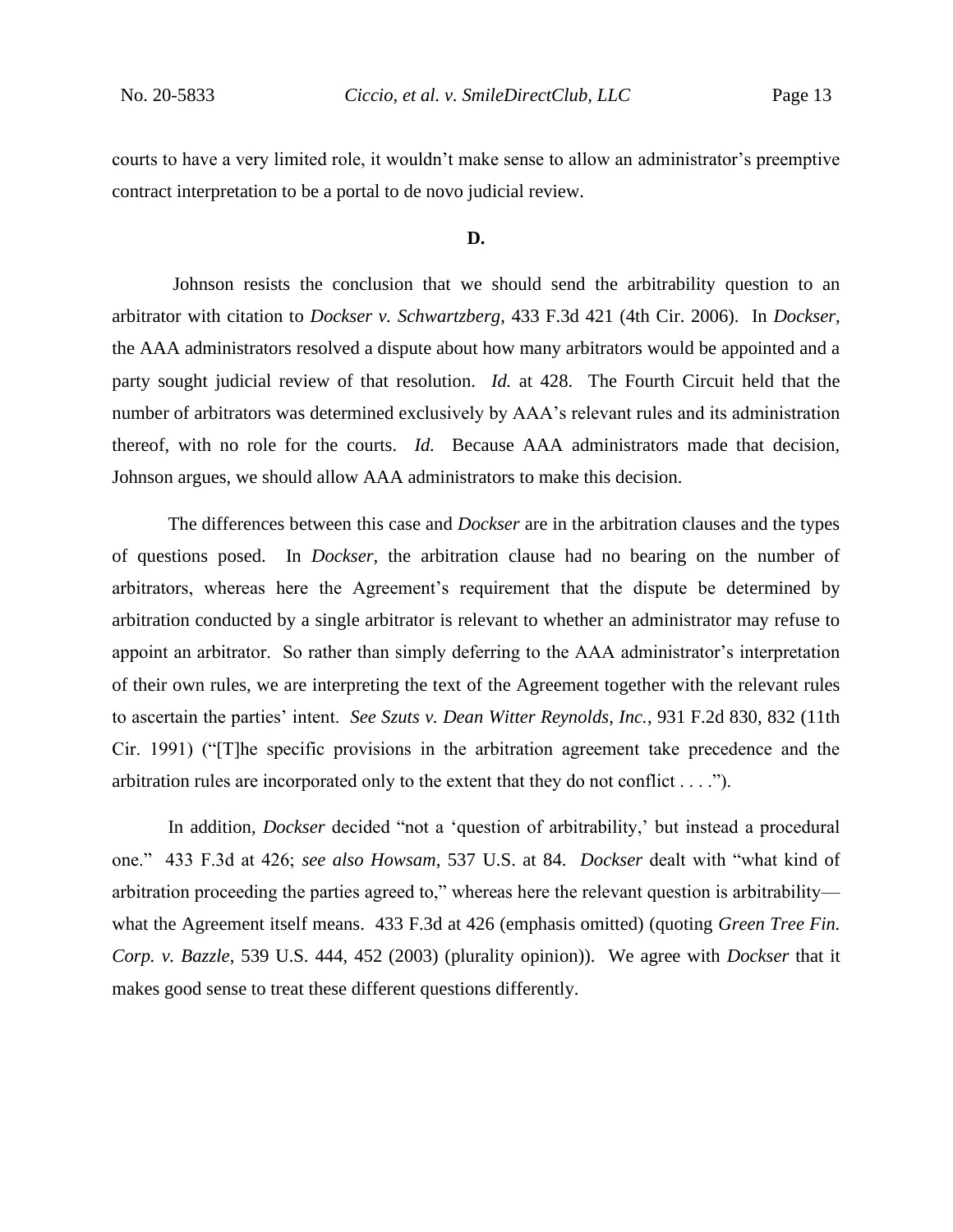courts to have a very limited role, it wouldn't make sense to allow an administrator's preemptive contract interpretation to be a portal to de novo judicial review.

### D.

Johnson resists the conclusion that we should send the arbitrability question to an arbitrator with citation to *Dockser v. Schwartzberg*, 433 F.3d 421 (4th Cir. 2006). In *Dockser*, the AAA administrators resolved a dispute about how many arbitrators would be appointed and a party sought judicial review of that resolution. *Id.* at 428. The Fourth Circuit held that the number of arbitrators was determined exclusively by AAA's relevant rules and its administration thereof, with no role for the courts. *Id.* Because AAA administrators made that decision, Johnson argues, we should allow AAA administrators to make this decision.

The differences between this case and *Dockser* are in the arbitration clauses and the types of questions posed. In *Dockser*, the arbitration clause had no bearing on the number of arbitrators, whereas here the Agreement's requirement that the dispute be determined by arbitration conducted by a single arbitrator is relevant to whether an administrator may refuse to appoint an arbitrator. So rather than simply deferring to the AAA administrator's interpretation of their own rules, we are interpreting the text of the Agreement together with the relevant rules to ascertain the parties' intent. *See Szuts v. Dean Witter Reynolds, Inc.*, 931 F.2d 830, 832 (11th Cir. 1991) ("[T]he specific provisions in the arbitration agreement take precedence and the arbitration rules are incorporated only to the extent that they do not conflict . . . .").

In addition, *Dockser* decided "not a 'question of arbitrability,' but instead a procedural one." 433 F.3d at 426; *see also Howsam*, 537 U.S. at 84. *Dockser* dealt with "what kind of arbitration proceeding the parties agreed to," whereas here the relevant question is arbitrability—what the Agreement itself means. 433 F.3d at 426 (emphasis omitted) (quoting *Green Tree Fin. Corp. v. Bazzle*, 539 U.S. 444, 452 (2003) (plurality opinion)). We agree with *Dockser* that it makes good sense to treat these different questions differently.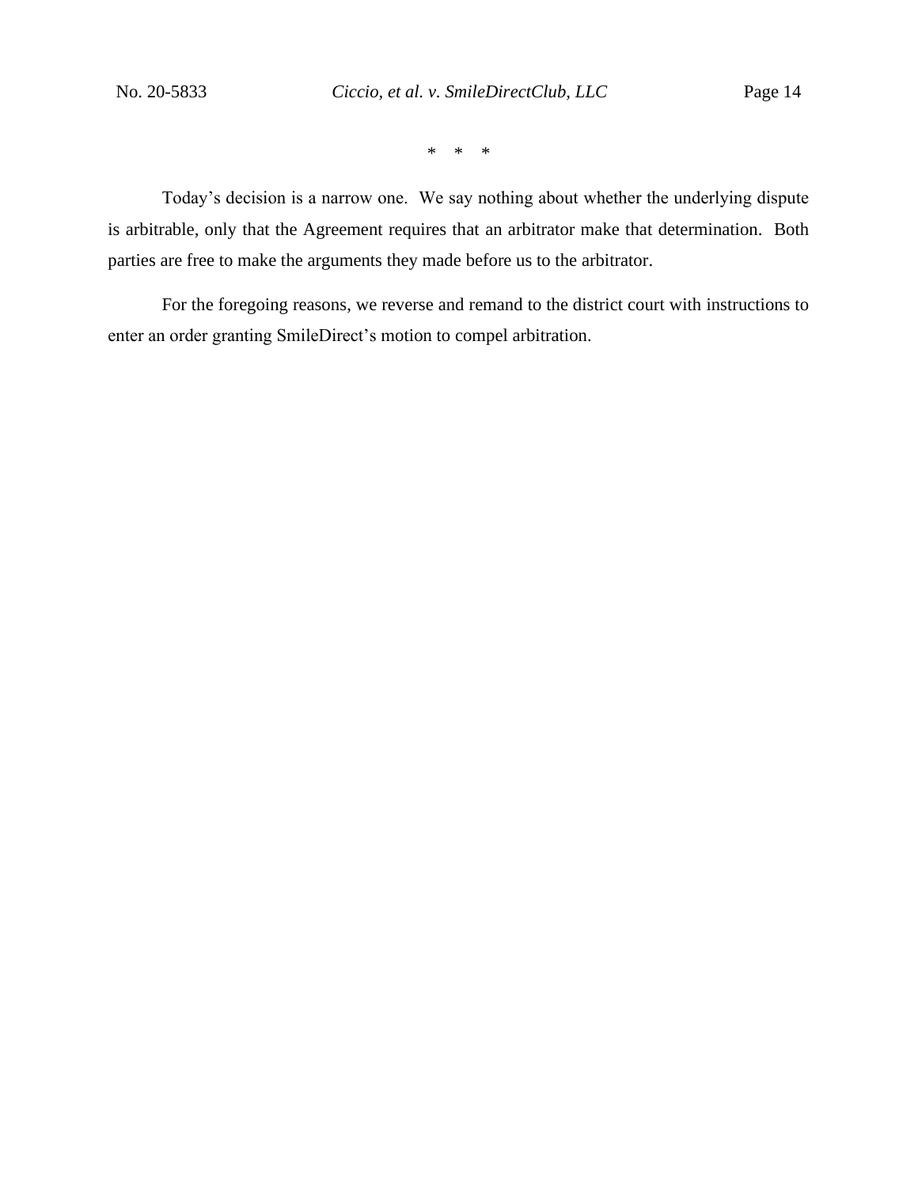\*   \*   \*

Today's decision is a narrow one. We say nothing about whether the underlying dispute is arbitrable, only that the Agreement requires that an arbitrator make that determination. Both parties are free to make the arguments they made before us to the arbitrator.

For the foregoing reasons, we reverse and remand to the district court with instructions to enter an order granting SmileDirect's motion to compel arbitration.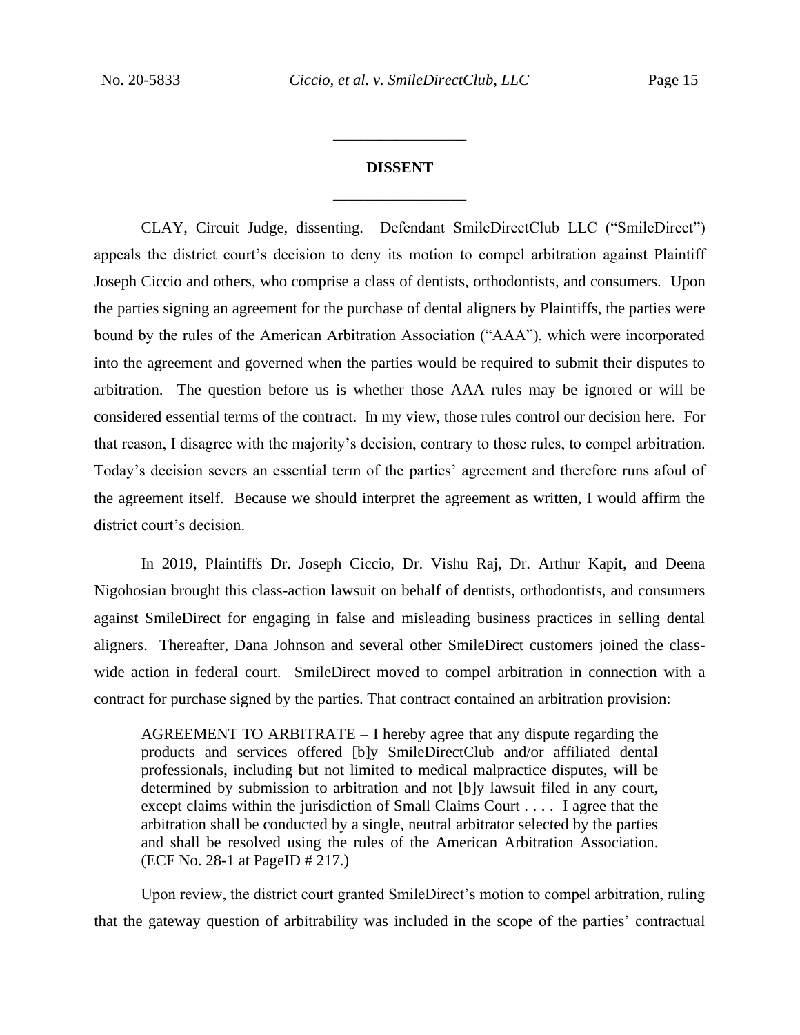## DISSENT

CLAY, Circuit Judge, dissenting. Defendant SmileDirectClub LLC ("SmileDirect") appeals the district court's decision to deny its motion to compel arbitration against Plaintiff Joseph Ciccio and others, who comprise a class of dentists, orthodontists, and consumers. Upon the parties signing an agreement for the purchase of dental aligners by Plaintiffs, the parties were bound by the rules of the American Arbitration Association ("AAA"), which were incorporated into the agreement and governed when the parties would be required to submit their disputes to arbitration. The question before us is whether those AAA rules may be ignored or will be considered essential terms of the contract. In my view, those rules control our decision here. For that reason, I disagree with the majority's decision, contrary to those rules, to compel arbitration. Today's decision severs an essential term of the parties' agreement and therefore runs afoul of the agreement itself. Because we should interpret the agreement as written, I would affirm the district court's decision.

In 2019, Plaintiffs Dr. Joseph Ciccio, Dr. Vishu Raj, Dr. Arthur Kapit, and Deena Nigohosian brought this class-action lawsuit on behalf of dentists, orthodontists, and consumers against SmileDirect for engaging in false and misleading business practices in selling dental aligners. Thereafter, Dana Johnson and several other SmileDirect customers joined the class-wide action in federal court. SmileDirect moved to compel arbitration in connection with a contract for purchase signed by the parties. That contract contained an arbitration provision:

> AGREEMENT TO ARBITRATE – I hereby agree that any dispute regarding the products and services offered [b]y SmileDirectClub and/or affiliated dental professionals, including but not limited to medical malpractice disputes, will be determined by submission to arbitration and not [b]y lawsuit filed in any court, except claims within the jurisdiction of Small Claims Court . . . . I agree that the arbitration shall be conducted by a single, neutral arbitrator selected by the parties and shall be resolved using the rules of the American Arbitration Association. (ECF No. 28-1 at PageID # 217.)

Upon review, the district court granted SmileDirect's motion to compel arbitration, ruling that the gateway question of arbitrability was included in the scope of the parties' contractual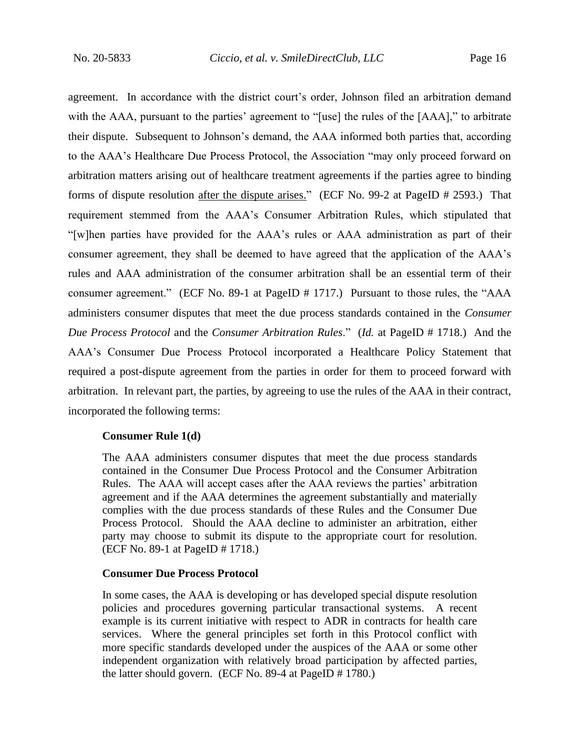agreement. In accordance with the district court's order, Johnson filed an arbitration demand with the AAA, pursuant to the parties' agreement to "[use] the rules of the [AAA]," to arbitrate their dispute. Subsequent to Johnson's demand, the AAA informed both parties that, according to the AAA's Healthcare Due Process Protocol, the Association "may only proceed forward on arbitration matters arising out of healthcare treatment agreements if the parties agree to binding forms of dispute resolution <u>after the dispute arises.</u>" (ECF No. 99-2 at PageID # 2593.) That requirement stemmed from the AAA's Consumer Arbitration Rules, which stipulated that "[w]hen parties have provided for the AAA's rules or AAA administration as part of their consumer agreement, they shall be deemed to have agreed that the application of the AAA's rules and AAA administration of the consumer arbitration shall be an essential term of their consumer agreement." (ECF No. 89-1 at PageID # 1717.) Pursuant to those rules, the "AAA administers consumer disputes that meet the due process standards contained in the *Consumer Due Process Protocol* and the *Consumer Arbitration Rules*." (*Id.* at PageID # 1718.) And the AAA's Consumer Due Process Protocol incorporated a Healthcare Policy Statement that required a post-dispute agreement from the parties in order for them to proceed forward with arbitration. In relevant part, the parties, by agreeing to use the rules of the AAA in their contract, incorporated the following terms:

> **Consumer Rule 1(d)**
>
> The AAA administers consumer disputes that meet the due process standards contained in the Consumer Due Process Protocol and the Consumer Arbitration Rules. The AAA will accept cases after the AAA reviews the parties' arbitration agreement and if the AAA determines the agreement substantially and materially complies with the due process standards of these Rules and the Consumer Due Process Protocol. Should the AAA decline to administer an arbitration, either party may choose to submit its dispute to the appropriate court for resolution. (ECF No. 89-1 at PageID # 1718.)
>
> **Consumer Due Process Protocol**
>
> In some cases, the AAA is developing or has developed special dispute resolution policies and procedures governing particular transactional systems. A recent example is its current initiative with respect to ADR in contracts for health care services. Where the general principles set forth in this Protocol conflict with more specific standards developed under the auspices of the AAA or some other independent organization with relatively broad participation by affected parties, the latter should govern. (ECF No. 89-4 at PageID # 1780.)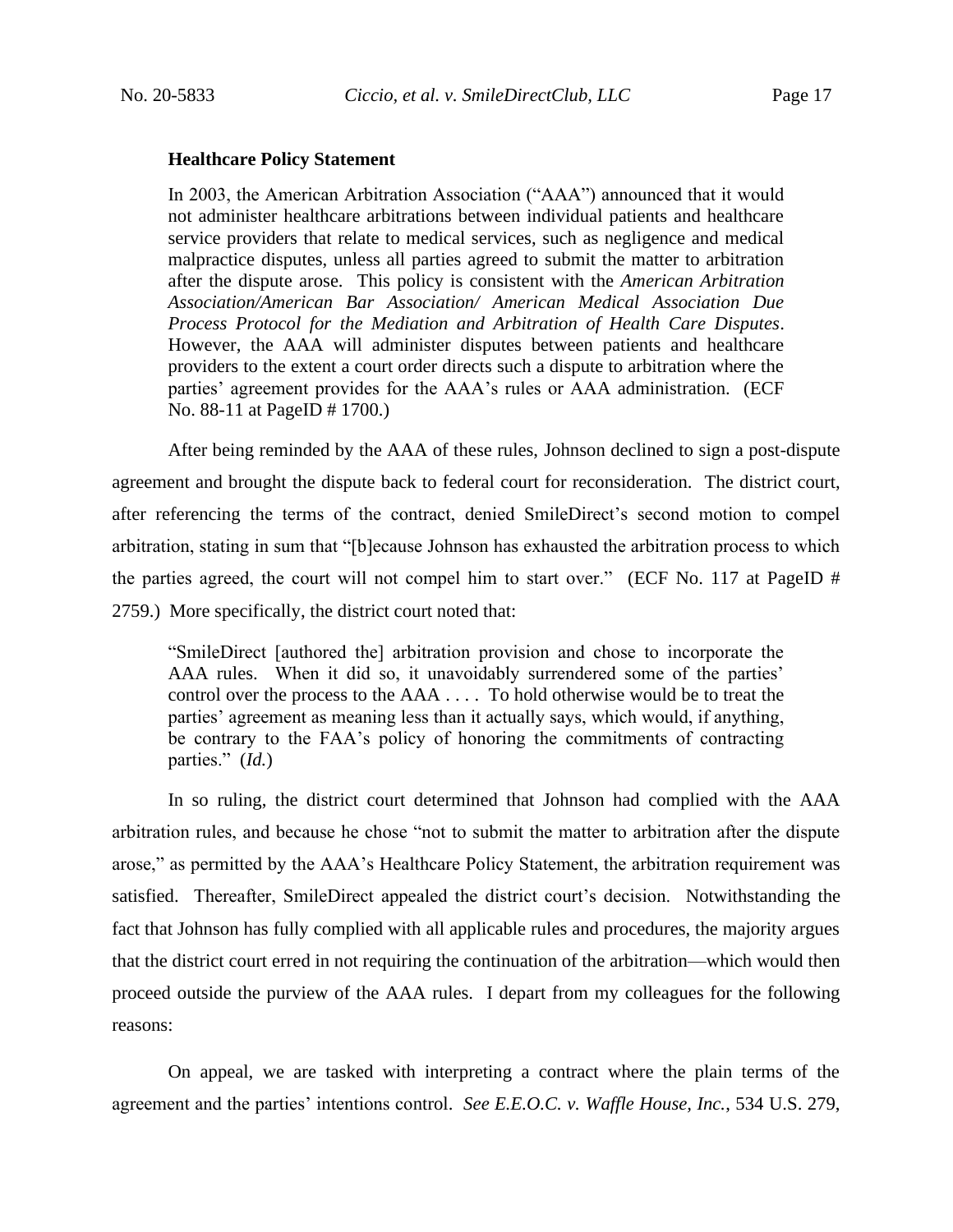**Healthcare Policy Statement**

> In 2003, the American Arbitration Association ("AAA") announced that it would not administer healthcare arbitrations between individual patients and healthcare service providers that relate to medical services, such as negligence and medical malpractice disputes, unless all parties agreed to submit the matter to arbitration after the dispute arose. This policy is consistent with the *American Arbitration Association/American Bar Association/ American Medical Association Due Process Protocol for the Mediation and Arbitration of Health Care Disputes*. However, the AAA will administer disputes between patients and healthcare providers to the extent a court order directs such a dispute to arbitration where the parties' agreement provides for the AAA's rules or AAA administration. (ECF No. 88-11 at PageID # 1700.)

After being reminded by the AAA of these rules, Johnson declined to sign a post-dispute agreement and brought the dispute back to federal court for reconsideration. The district court, after referencing the terms of the contract, denied SmileDirect's second motion to compel arbitration, stating in sum that "[b]ecause Johnson has exhausted the arbitration process to which the parties agreed, the court will not compel him to start over." (ECF No. 117 at PageID # 2759.) More specifically, the district court noted that:

> "SmileDirect [authored the] arbitration provision and chose to incorporate the AAA rules. When it did so, it unavoidably surrendered some of the parties' control over the process to the AAA . . . . To hold otherwise would be to treat the parties' agreement as meaning less than it actually says, which would, if anything, be contrary to the FAA's policy of honoring the commitments of contracting parties." (*Id.*)

In so ruling, the district court determined that Johnson had complied with the AAA arbitration rules, and because he chose "not to submit the matter to arbitration after the dispute arose," as permitted by the AAA's Healthcare Policy Statement, the arbitration requirement was satisfied. Thereafter, SmileDirect appealed the district court's decision. Notwithstanding the fact that Johnson has fully complied with all applicable rules and procedures, the majority argues that the district court erred in not requiring the continuation of the arbitration—which would then proceed outside the purview of the AAA rules. I depart from my colleagues for the following reasons:

On appeal, we are tasked with interpreting a contract where the plain terms of the agreement and the parties' intentions control. *See E.E.O.C. v. Waffle House, Inc.*, 534 U.S. 279,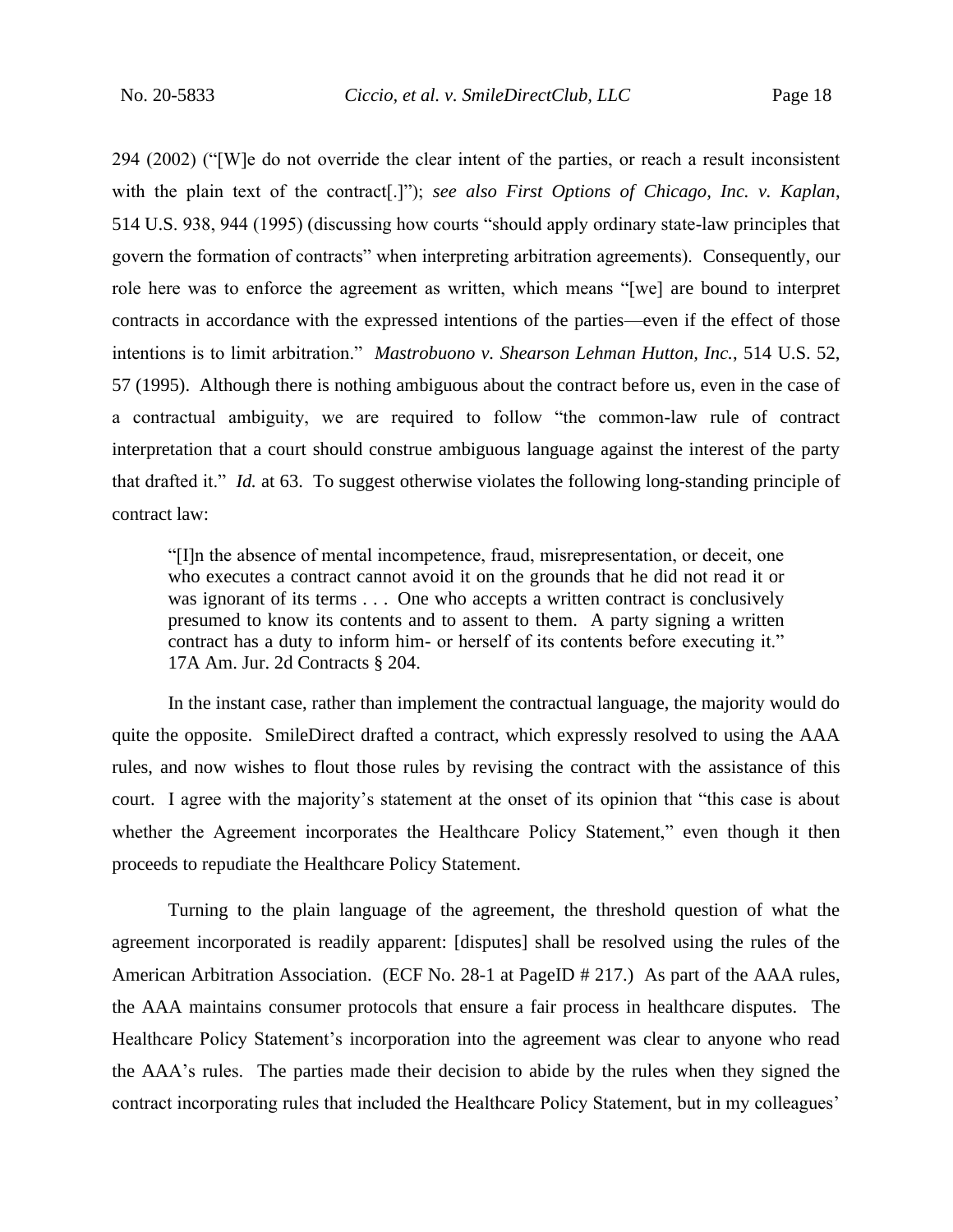294 (2002) ("[W]e do not override the clear intent of the parties, or reach a result inconsistent with the plain text of the contract[.]"); *see also First Options of Chicago, Inc. v. Kaplan*, 514 U.S. 938, 944 (1995) (discussing how courts "should apply ordinary state-law principles that govern the formation of contracts" when interpreting arbitration agreements). Consequently, our role here was to enforce the agreement as written, which means "[we] are bound to interpret contracts in accordance with the expressed intentions of the parties—even if the effect of those intentions is to limit arbitration." *Mastrobuono v. Shearson Lehman Hutton, Inc.*, 514 U.S. 52, 57 (1995). Although there is nothing ambiguous about the contract before us, even in the case of a contractual ambiguity, we are required to follow "the common-law rule of contract interpretation that a court should construe ambiguous language against the interest of the party that drafted it." *Id.* at 63. To suggest otherwise violates the following long-standing principle of contract law:

> "[I]n the absence of mental incompetence, fraud, misrepresentation, or deceit, one who executes a contract cannot avoid it on the grounds that he did not read it or was ignorant of its terms . . . One who accepts a written contract is conclusively presumed to know its contents and to assent to them. A party signing a written contract has a duty to inform him- or herself of its contents before executing it." 17A Am. Jur. 2d Contracts § 204.

In the instant case, rather than implement the contractual language, the majority would do quite the opposite. SmileDirect drafted a contract, which expressly resolved to using the AAA rules, and now wishes to flout those rules by revising the contract with the assistance of this court. I agree with the majority's statement at the onset of its opinion that "this case is about whether the Agreement incorporates the Healthcare Policy Statement," even though it then proceeds to repudiate the Healthcare Policy Statement.

Turning to the plain language of the agreement, the threshold question of what the agreement incorporated is readily apparent: [disputes] shall be resolved using the rules of the American Arbitration Association. (ECF No. 28-1 at PageID # 217.) As part of the AAA rules, the AAA maintains consumer protocols that ensure a fair process in healthcare disputes. The Healthcare Policy Statement's incorporation into the agreement was clear to anyone who read the AAA's rules. The parties made their decision to abide by the rules when they signed the contract incorporating rules that included the Healthcare Policy Statement, but in my colleagues'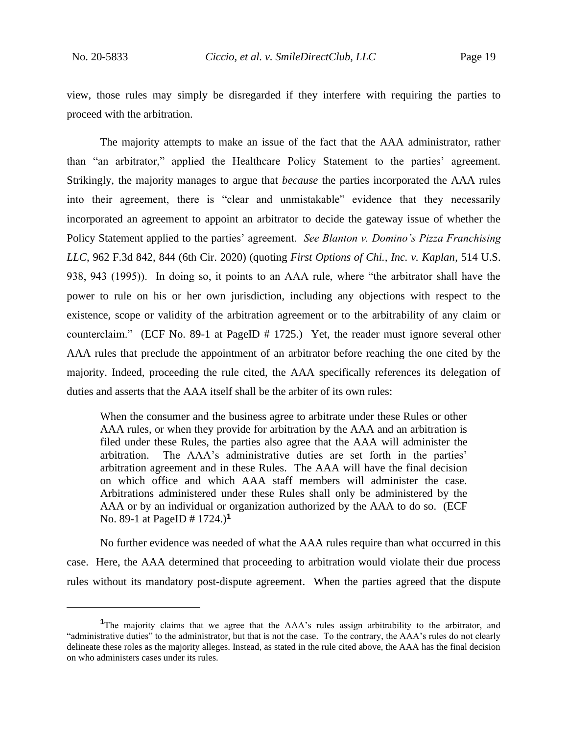view, those rules may simply be disregarded if they interfere with requiring the parties to proceed with the arbitration.

The majority attempts to make an issue of the fact that the AAA administrator, rather than "an arbitrator," applied the Healthcare Policy Statement to the parties' agreement. Strikingly, the majority manages to argue that *because* the parties incorporated the AAA rules into their agreement, there is "clear and unmistakable" evidence that they necessarily incorporated an agreement to appoint an arbitrator to decide the gateway issue of whether the Policy Statement applied to the parties' agreement. *See Blanton v. Domino's Pizza Franchising LLC*, 962 F.3d 842, 844 (6th Cir. 2020) (quoting *First Options of Chi., Inc. v. Kaplan*, 514 U.S. 938, 943 (1995)). In doing so, it points to an AAA rule, where "the arbitrator shall have the power to rule on his or her own jurisdiction, including any objections with respect to the existence, scope or validity of the arbitration agreement or to the arbitrability of any claim or counterclaim." (ECF No. 89-1 at PageID # 1725.) Yet, the reader must ignore several other AAA rules that preclude the appointment of an arbitrator before reaching the one cited by the majority. Indeed, proceeding the rule cited, the AAA specifically references its delegation of duties and asserts that the AAA itself shall be the arbiter of its own rules:

> When the consumer and the business agree to arbitrate under these Rules or other AAA rules, or when they provide for arbitration by the AAA and an arbitration is filed under these Rules, the parties also agree that the AAA will administer the arbitration. The AAA's administrative duties are set forth in the parties' arbitration agreement and in these Rules. The AAA will have the final decision on which office and which AAA staff members will administer the case. Arbitrations administered under these Rules shall only be administered by the AAA or by an individual or organization authorized by the AAA to do so. (ECF No. 89-1 at PageID # 1724.)[1]

No further evidence was needed of what the AAA rules require than what occurred in this case. Here, the AAA determined that proceeding to arbitration would violate their due process rules without its mandatory post-dispute agreement. When the parties agreed that the dispute

---

[1] The majority claims that we agree that the AAA's rules assign arbitrability to the arbitrator, and "administrative duties" to the administrator, but that is not the case. To the contrary, the AAA's rules do not clearly delineate these roles as the majority alleges. Instead, as stated in the rule cited above, the AAA has the final decision on who administers cases under its rules.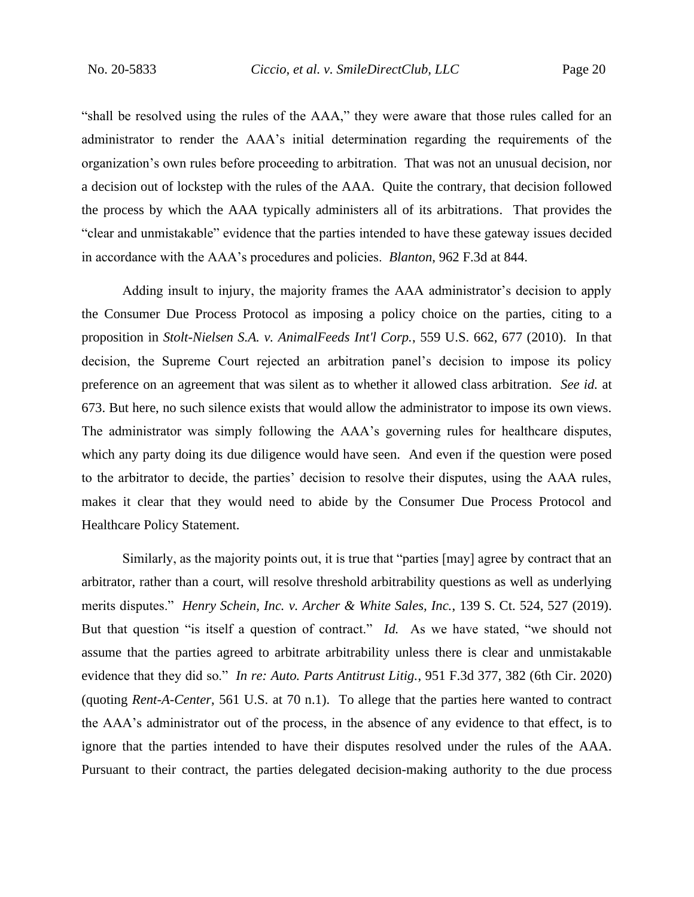"shall be resolved using the rules of the AAA," they were aware that those rules called for an administrator to render the AAA's initial determination regarding the requirements of the organization's own rules before proceeding to arbitration. That was not an unusual decision, nor a decision out of lockstep with the rules of the AAA. Quite the contrary, that decision followed the process by which the AAA typically administers all of its arbitrations. That provides the "clear and unmistakable" evidence that the parties intended to have these gateway issues decided in accordance with the AAA's procedures and policies. *Blanton*, 962 F.3d at 844.

Adding insult to injury, the majority frames the AAA administrator's decision to apply the Consumer Due Process Protocol as imposing a policy choice on the parties, citing to a proposition in *Stolt-Nielsen S.A. v. AnimalFeeds Int'l Corp.*, 559 U.S. 662, 677 (2010). In that decision, the Supreme Court rejected an arbitration panel's decision to impose its policy preference on an agreement that was silent as to whether it allowed class arbitration. *See id.* at 673. But here, no such silence exists that would allow the administrator to impose its own views. The administrator was simply following the AAA's governing rules for healthcare disputes, which any party doing its due diligence would have seen. And even if the question were posed to the arbitrator to decide, the parties' decision to resolve their disputes, using the AAA rules, makes it clear that they would need to abide by the Consumer Due Process Protocol and Healthcare Policy Statement.

Similarly, as the majority points out, it is true that "parties [may] agree by contract that an arbitrator, rather than a court, will resolve threshold arbitrability questions as well as underlying merits disputes." *Henry Schein, Inc. v. Archer & White Sales, Inc.*, 139 S. Ct. 524, 527 (2019). But that question "is itself a question of contract." *Id.* As we have stated, "we should not assume that the parties agreed to arbitrate arbitrability unless there is clear and unmistakable evidence that they did so." *In re: Auto. Parts Antitrust Litig.*, 951 F.3d 377, 382 (6th Cir. 2020) (quoting *Rent-A-Center*, 561 U.S. at 70 n.1). To allege that the parties here wanted to contract the AAA's administrator out of the process, in the absence of any evidence to that effect, is to ignore that the parties intended to have their disputes resolved under the rules of the AAA. Pursuant to their contract, the parties delegated decision-making authority to the due process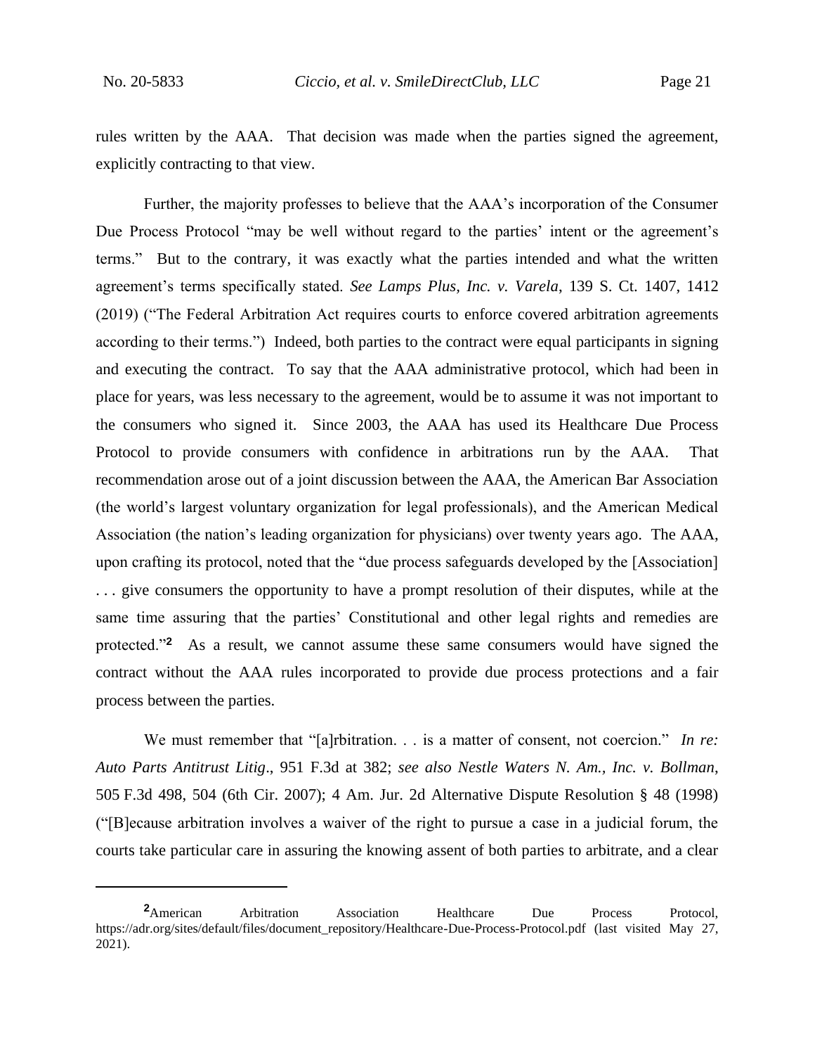rules written by the AAA. That decision was made when the parties signed the agreement, explicitly contracting to that view.

Further, the majority professes to believe that the AAA's incorporation of the Consumer Due Process Protocol "may be well without regard to the parties' intent or the agreement's terms." But to the contrary, it was exactly what the parties intended and what the written agreement's terms specifically stated. *See Lamps Plus, Inc. v. Varela*, 139 S. Ct. 1407, 1412 (2019) ("The Federal Arbitration Act requires courts to enforce covered arbitration agreements according to their terms.") Indeed, both parties to the contract were equal participants in signing and executing the contract. To say that the AAA administrative protocol, which had been in place for years, was less necessary to the agreement, would be to assume it was not important to the consumers who signed it. Since 2003, the AAA has used its Healthcare Due Process Protocol to provide consumers with confidence in arbitrations run by the AAA. That recommendation arose out of a joint discussion between the AAA, the American Bar Association (the world's largest voluntary organization for legal professionals), and the American Medical Association (the nation's leading organization for physicians) over twenty years ago. The AAA, upon crafting its protocol, noted that the "due process safeguards developed by the [Association] . . . give consumers the opportunity to have a prompt resolution of their disputes, while at the same time assuring that the parties' Constitutional and other legal rights and remedies are protected."[2] As a result, we cannot assume these same consumers would have signed the contract without the AAA rules incorporated to provide due process protections and a fair process between the parties.

We must remember that "[a]rbitration. . . is a matter of consent, not coercion." *In re: Auto Parts Antitrust Litig*., 951 F.3d at 382; *see also Nestle Waters N. Am., Inc. v. Bollman*, 505 F.3d 498, 504 (6th Cir. 2007); 4 Am. Jur. 2d Alternative Dispute Resolution § 48 (1998) ("[B]ecause arbitration involves a waiver of the right to pursue a case in a judicial forum, the courts take particular care in assuring the knowing assent of both parties to arbitrate, and a clear

---

[2] American Arbitration Association Healthcare Due Process Protocol, https://adr.org/sites/default/files/document_repository/Healthcare-Due-Process-Protocol.pdf (last visited May 27, 2021).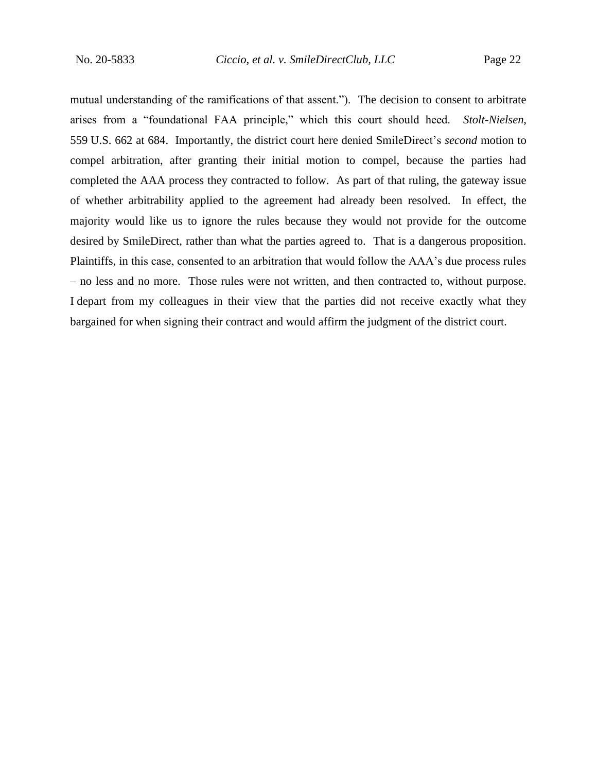mutual understanding of the ramifications of that assent."). The decision to consent to arbitrate arises from a "foundational FAA principle," which this court should heed. *Stolt-Nielsen*, 559 U.S. 662 at 684. Importantly, the district court here denied SmileDirect's *second* motion to compel arbitration, after granting their initial motion to compel, because the parties had completed the AAA process they contracted to follow. As part of that ruling, the gateway issue of whether arbitrability applied to the agreement had already been resolved. In effect, the majority would like us to ignore the rules because they would not provide for the outcome desired by SmileDirect, rather than what the parties agreed to. That is a dangerous proposition. Plaintiffs, in this case, consented to an arbitration that would follow the AAA's due process rules – no less and no more. Those rules were not written, and then contracted to, without purpose. I depart from my colleagues in their view that the parties did not receive exactly what they bargained for when signing their contract and would affirm the judgment of the district court.